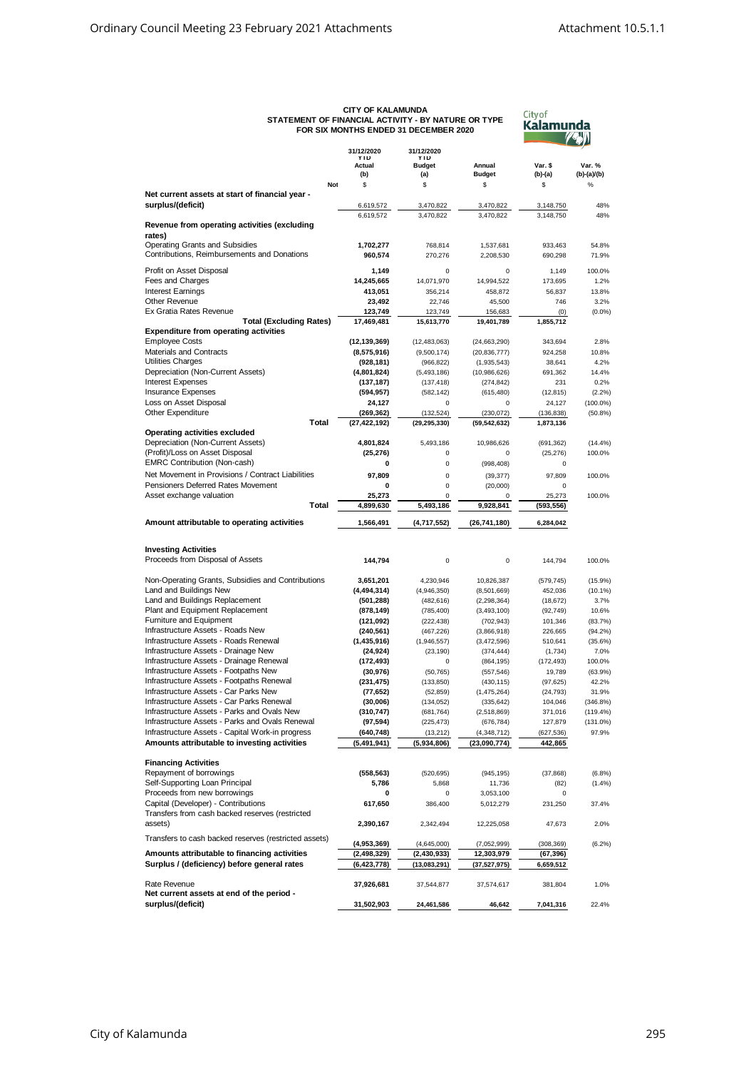# CITY OF KALAMUNDA
## STATEMENT OF FINANCIAL ACTIVITY - BY NATURE OR TYPE
## FOR SIX MONTHS ENDED 31 DECEMBER 2020

| | Not | 31/12/2020 YTD Actual (b) | 31/12/2020 YTD Budget (a) | Annual Budget | Var. $ (b)-(a) | Var. % (b)-(a)/(b) |
|---|---|---|---|---|---|---|
| | | $ | $ | $ | $ | % |
| **Net current assets at start of financial year - surplus/(deficit)** | | 6,619,572 | 3,470,822 | 3,470,822 | 3,148,750 | 48% |
| | | 6,619,572 | 3,470,822 | 3,470,822 | 3,148,750 | 48% |
| **Revenue from operating activities (excluding rates)** | | | | | | |
| Operating Grants and Subsidies | | **1,702,277** | 768,814 | 1,537,681 | 933,463 | 54.8% |
| Contributions, Reimbursements and Donations | | **960,574** | 270,276 | 2,208,530 | 690,298 | 71.9% |
| Profit on Asset Disposal | | **1,149** | 0 | 0 | 1,149 | 100.0% |
| Fees and Charges | | **14,245,665** | 14,071,970 | 14,994,522 | 173,695 | 1.2% |
| Interest Earnings | | **413,051** | 356,214 | 458,872 | 56,837 | 13.8% |
| Other Revenue | | **23,492** | 22,746 | 45,500 | 746 | 3.2% |
| Ex Gratia Rates Revenue | | **123,749** | 123,749 | 156,683 | (0) | (0.0%) |
| **Total (Excluding Rates)** | | **17,469,481** | 15,613,770 | 19,401,789 | 1,855,712 | |
| **Expenditure from operating activities** | | | | | | |
| Employee Costs | | **(12,139,369)** | (12,483,063) | (24,663,290) | 343,694 | 2.8% |
| Materials and Contracts | | **(8,575,916)** | (9,500,174) | (20,836,777) | 924,258 | 10.8% |
| Utilities Charges | | **(928,181)** | (966,822) | (1,935,543) | 38,641 | 4.2% |
| Depreciation (Non-Current Assets) | | **(4,801,824)** | (5,493,186) | (10,986,626) | 691,362 | 14.4% |
| Interest Expenses | | **(137,187)** | (137,418) | (274,842) | 231 | 0.2% |
| Insurance Expenses | | **(594,957)** | (582,142) | (615,480) | (12,815) | (2.2%) |
| Loss on Asset Disposal | | **24,127** | 0 | 0 | 24,127 | (100.0%) |
| Other Expenditure | | **(269,362)** | (132,524) | (230,072) | (136,838) | (50.8%) |
| **Total** | | **(27,422,192)** | (29,295,330) | (59,542,632) | 1,873,136 | |
| **Operating activities excluded** | | | | | | |
| Depreciation (Non-Current Assets) | | **4,801,824** | 5,493,186 | 10,986,626 | (691,362) | (14.4%) |
| (Profit)/Loss on Asset Disposal | | **(25,276)** | 0 | 0 | (25,276) | 100.0% |
| EMRC Contribution (Non-cash) | | **0** | 0 | (998,408) | 0 | |
| Net Movement in Provisions / Contract Liabilities | | **97,809** | 0 | (39,377) | 97,809 | 100.0% |
| Pensioners Deferred Rates Movement | | **0** | 0 | (20,000) | 0 | |
| Asset exchange valuation | | **25,273** | 0 | 0 | 25,273 | 100.0% |
| **Total** | | **4,899,630** | **5,493,186** | **9,928,841** | **(593,556)** | |
| **Amount attributable to operating activities** | | **1,566,491** | **(4,717,552)** | **(26,741,180)** | **6,284,042** | |
| **Investing Activities** | | | | | | |
| Proceeds from Disposal of Assets | | **144,794** | 0 | 0 | 144,794 | 100.0% |
| Non-Operating Grants, Subsidies and Contributions | | **3,651,201** | 4,230,946 | 10,826,387 | (579,745) | (15.9%) |
| Land and Buildings New | | **(4,494,314)** | (4,946,350) | (8,501,669) | 452,036 | (10.1%) |
| Land and Buildings Replacement | | **(501,288)** | (482,616) | (2,298,364) | (18,672) | 3.7% |
| Plant and Equipment Replacement | | **(878,149)** | (785,400) | (3,493,100) | (92,749) | 10.6% |
| Furniture and Equipment | | **(121,092)** | (222,438) | (702,943) | 101,346 | (83.7%) |
| Infrastructure Assets - Roads New | | **(240,561)** | (467,226) | (3,866,918) | 226,665 | (94.2%) |
| Infrastructure Assets - Roads Renewal | | **(1,435,916)** | (1,946,557) | (3,472,596) | 510,641 | (35.6%) |
| Infrastructure Assets - Drainage New | | **(24,924)** | (23,190) | (374,444) | (1,734) | 7.0% |
| Infrastructure Assets - Drainage Renewal | | **(172,493)** | 0 | (864,195) | (172,493) | 100.0% |
| Infrastructure Assets - Footpaths New | | **(30,976)** | (50,765) | (557,546) | 19,789 | (63.9%) |
| Infrastructure Assets - Footpaths Renewal | | **(231,475)** | (133,850) | (430,115) | (97,625) | 42.2% |
| Infrastructure Assets - Car Parks New | | **(77,652)** | (52,859) | (1,475,264) | (24,793) | 31.9% |
| Infrastructure Assets - Car Parks Renewal | | **(30,006)** | (134,052) | (335,642) | 104,046 | (346.8%) |
| Infrastructure Assets - Parks and Ovals New | | **(310,747)** | (681,764) | (2,518,869) | 371,016 | (119.4%) |
| Infrastructure Assets - Parks and Ovals Renewal | | **(97,594)** | (225,473) | (676,784) | 127,879 | (131.0%) |
| Infrastructure Assets - Capital Work-in progress | | **(640,748)** | (13,212) | (4,348,712) | (627,536) | 97.9% |
| **Amounts attributable to investing activities** | | **(5,491,941)** | **(5,934,806)** | **(23,090,774)** | **442,865** | |
| **Financing Activities** | | | | | | |
| Repayment of borrowings | | **(558,563)** | (520,695) | (945,195) | (37,868) | (6.8%) |
| Self-Supporting Loan Principal | | **5,786** | 5,868 | 11,736 | (82) | (1.4%) |
| Proceeds from new borrowings | | **0** | 0 | 3,053,100 | 0 | |
| Capital (Developer) - Contributions | | **617,650** | 386,400 | 5,012,279 | 231,250 | 37.4% |
| Transfers from cash backed reserves (restricted assets) | | **2,390,167** | 2,342,494 | 12,225,058 | 47,673 | 2.0% |
| Transfers to cash backed reserves (restricted assets) | | **(4,953,369)** | (4,645,000) | (7,052,999) | (308,369) | (6.2%) |
| **Amounts attributable to financing activities** | | **(2,498,329)** | **(2,430,933)** | **12,303,979** | **(67,396)** | |
| **Surplus / (deficiency) before general rates** | | **(6,423,778)** | **(13,083,291)** | **(37,527,975)** | **6,659,512** | |
| Rate Revenue | | **37,926,681** | 37,544,877 | 37,574,617 | 381,804 | 1.0% |
| **Net current assets at end of the period - surplus/(deficit)** | | **31,502,903** | **24,461,586** | **46,642** | **7,041,316** | **22.4%** |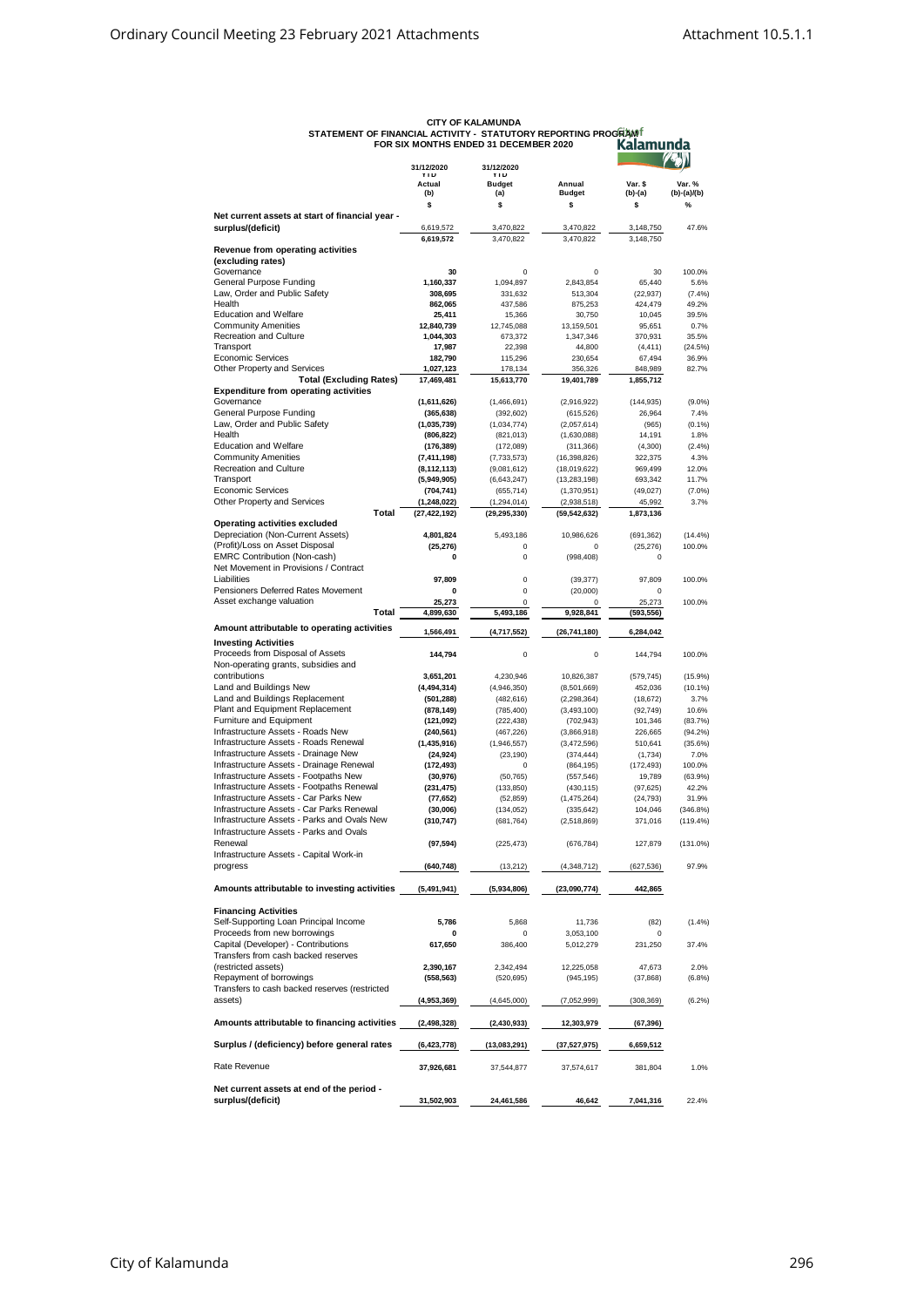# CITY OF KALAMUNDA

## STATEMENT OF FINANCIAL ACTIVITY - STATUTORY REPORTING PROGRAM

### FOR SIX MONTHS ENDED 31 DECEMBER 2020

| | 31/12/2020 YTD Actual (b) | 31/12/2020 YTD Budget (a) | Annual Budget | Var. $ (b)-(a) | Var. % (b)-(a)/(b) |
|---|---|---|---|---|---|
| | $ | $ | $ | $ | % |
| **Net current assets at start of financial year - surplus/(deficit)** | 6,619,572 | 3,470,822 | 3,470,822 | 3,148,750 | 47.6% |
| | 6,619,572 | 3,470,822 | 3,470,822 | 3,148,750 | |
| **Revenue from operating activities (excluding rates)** | | | | | |
| Governance | **30** | 0 | 0 | 30 | 100.0% |
| General Purpose Funding | **1,160,337** | 1,094,897 | 2,843,854 | 65,440 | 5.6% |
| Law, Order and Public Safety | **308,695** | 331,632 | 513,304 | (22,937) | (7.4%) |
| Health | **862,065** | 437,586 | 875,253 | 424,479 | 49.2% |
| Education and Welfare | **25,411** | 15,366 | 30,750 | 10,045 | 39.5% |
| Community Amenities | **12,840,739** | 12,745,088 | 13,159,501 | 95,651 | 0.7% |
| Recreation and Culture | **1,044,303** | 673,372 | 1,347,346 | 370,931 | 35.5% |
| Transport | **17,987** | 22,398 | 44,800 | (4,411) | (24.5%) |
| Economic Services | **182,790** | 115,296 | 230,654 | 67,494 | 36.9% |
| Other Property and Services | **1,027,123** | 178,134 | 356,326 | 848,989 | 82.7% |
| **Total (Excluding Rates)** | **17,469,481** | **15,613,770** | **19,401,789** | **1,855,712** | |
| **Expenditure from operating activities** | | | | | |
| Governance | **(1,611,626)** | (1,466,691) | (2,916,922) | (144,935) | (9.0%) |
| General Purpose Funding | **(365,638)** | (392,602) | (615,526) | 26,964 | 7.4% |
| Law, Order and Public Safety | **(1,035,739)** | (1,034,774) | (2,057,614) | (965) | (0.1%) |
| Health | **(806,822)** | (821,013) | (1,630,088) | 14,191 | 1.8% |
| Education and Welfare | **(176,389)** | (172,089) | (311,366) | (4,300) | (2.4%) |
| Community Amenities | **(7,411,198)** | (7,733,573) | (16,398,826) | 322,375 | 4.3% |
| Recreation and Culture | **(8,112,113)** | (9,081,612) | (18,019,622) | 969,499 | 12.0% |
| Transport | **(5,949,905)** | (6,643,247) | (13,283,198) | 693,342 | 11.7% |
| Economic Services | **(704,741)** | (655,714) | (1,370,951) | (49,027) | (7.0%) |
| Other Property and Services | **(1,248,022)** | (1,294,014) | (2,938,518) | 45,992 | 3.7% |
| **Total** | **(27,422,192)** | **(29,295,330)** | **(59,542,632)** | **1,873,136** | |
| **Operating activities excluded** | | | | | |
| Depreciation (Non-Current Assets) | **4,801,824** | 5,493,186 | 10,986,626 | (691,362) | (14.4%) |
| (Profit)/Loss on Asset Disposal | **(25,276)** | 0 | 0 | (25,276) | 100.0% |
| EMRC Contribution (Non-cash) | **0** | 0 | (998,408) | 0 | |
| Net Movement in Provisions / Contract Liabilities | **97,809** | 0 | (39,377) | 97,809 | 100.0% |
| Pensioners Deferred Rates Movement | **0** | 0 | (20,000) | 0 | |
| Asset exchange valuation | **25,273** | 0 | 0 | 25,273 | 100.0% |
| **Total** | **4,899,630** | **5,493,186** | **9,928,841** | **(593,556)** | |
| **Amount attributable to operating activities** | **1,566,491** | **(4,717,552)** | **(26,741,180)** | **6,284,042** | |
| **Investing Activities** | | | | | |
| Proceeds from Disposal of Assets | **144,794** | 0 | 0 | 144,794 | 100.0% |
| Non-operating grants, subsidies and contributions | **3,651,201** | 4,230,946 | 10,826,387 | (579,745) | (15.9%) |
| Land and Buildings New | **(4,494,314)** | (4,946,350) | (8,501,669) | 452,036 | (10.1%) |
| Land and Buildings Replacement | **(501,288)** | (482,616) | (2,298,364) | (18,672) | 3.7% |
| Plant and Equipment Replacement | **(878,149)** | (785,400) | (3,493,100) | (92,749) | 10.6% |
| Furniture and Equipment | **(121,092)** | (222,438) | (702,943) | 101,346 | (83.7%) |
| Infrastructure Assets - Roads New | **(240,561)** | (467,226) | (3,866,918) | 226,665 | (94.2%) |
| Infrastructure Assets - Roads Renewal | **(1,435,916)** | (1,946,557) | (3,472,596) | 510,641 | (35.6%) |
| Infrastructure Assets - Drainage New | **(24,924)** | (23,190) | (374,444) | (1,734) | 7.0% |
| Infrastructure Assets - Drainage Renewal | **(172,493)** | 0 | (864,195) | (172,493) | 100.0% |
| Infrastructure Assets - Footpaths New | **(30,976)** | (50,765) | (557,546) | 19,789 | (63.9%) |
| Infrastructure Assets - Footpaths Renewal | **(231,475)** | (133,850) | (430,115) | (97,625) | 42.2% |
| Infrastructure Assets - Car Parks New | **(77,652)** | (52,859) | (1,475,264) | (24,793) | 31.9% |
| Infrastructure Assets - Car Parks Renewal | **(30,006)** | (134,052) | (335,642) | 104,046 | (346.8%) |
| Infrastructure Assets - Parks and Ovals New | **(310,747)** | (681,764) | (2,518,869) | 371,016 | (119.4%) |
| Infrastructure Assets - Parks and Ovals Renewal | **(97,594)** | (225,473) | (676,784) | 127,879 | (131.0%) |
| Infrastructure Assets - Capital Work-in progress | **(640,748)** | (13,212) | (4,348,712) | (627,536) | 97.9% |
| **Amounts attributable to investing activities** | **(5,491,941)** | **(5,934,806)** | **(23,090,774)** | **442,865** | |
| **Financing Activities** | | | | | |
| Self-Supporting Loan Principal Income | **5,786** | 5,868 | 11,736 | (82) | (1.4%) |
| Proceeds from new borrowings | **0** | 0 | 3,053,100 | 0 | |
| Capital (Developer) - Contributions | **617,650** | 386,400 | 5,012,279 | 231,250 | 37.4% |
| Transfers from cash backed reserves (restricted assets) | **2,390,167** | 2,342,494 | 12,225,058 | 47,673 | 2.0% |
| Repayment of borrowings | **(558,563)** | (520,695) | (945,195) | (37,868) | (6.8%) |
| Transfers to cash backed reserves (restricted assets) | **(4,953,369)** | (4,645,000) | (7,052,999) | (308,369) | (6.2%) |
| **Amounts attributable to financing activities** | **(2,498,328)** | **(2,430,933)** | **12,303,979** | **(67,396)** | |
| **Surplus / (deficiency) before general rates** | **(6,423,778)** | **(13,083,291)** | **(37,527,975)** | **6,659,512** | |
| Rate Revenue | **37,926,681** | 37,544,877 | 37,574,617 | 381,804 | 1.0% |
| **Net current assets at end of the period - surplus/(deficit)** | **31,502,903** | **24,461,586** | **46,642** | **7,041,316** | 22.4% |